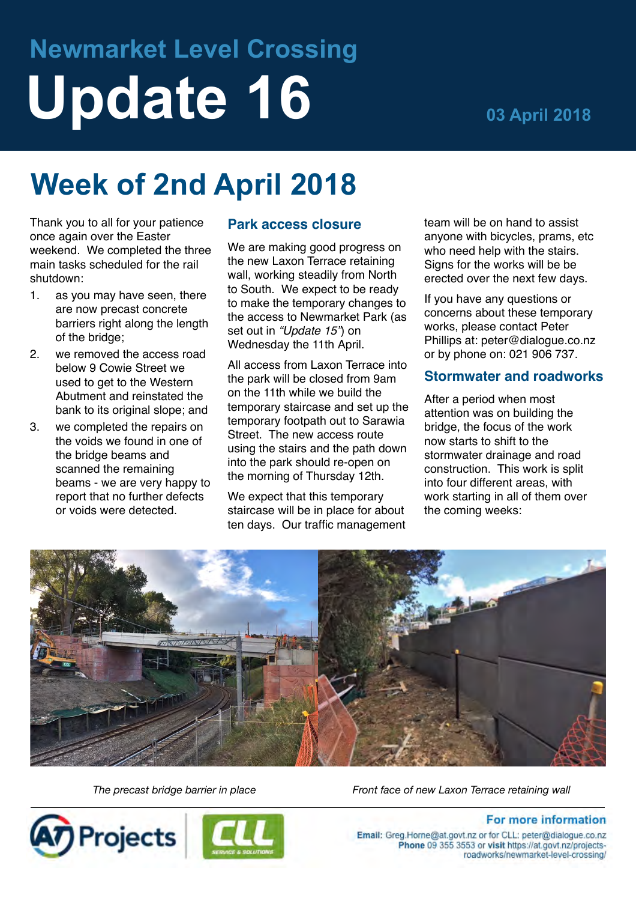## Newmarket Level Crossing

# Update 16

**03 April 2018**

## Week of 2nd April 2018

Thank you to all for your patience once again over the Easter weekend. We completed the three main tasks scheduled for the rail shutdown:

1. as you may have seen, there are now precast concrete barriers right along the length of the bridge;
2. we removed the access road below 9 Cowie Street we used to get to the Western Abutment and reinstated the bank to its original slope; and
3. we completed the repairs on the voids we found in one of the bridge beams and scanned the remaining beams - we are very happy to report that no further defects or voids were detected.

### Park access closure

We are making good progress on the new Laxon Terrace retaining wall, working steadily from North to South. We expect to be ready to make the temporary changes to the access to Newmarket Park (as set out in *"Update 15"*) on Wednesday the 11th April.

All access from Laxon Terrace into the park will be closed from 9am on the 11th while we build the temporary staircase and set up the temporary footpath out to Sarawia Street. The new access route using the stairs and the path down into the park should re-open on the morning of Thursday 12th.

We expect that this temporary staircase will be in place for about ten days. Our traffic management team will be on hand to assist anyone with bicycles, prams, etc who need help with the stairs. Signs for the works will be be erected over the next few days.

If you have any questions or concerns about these temporary works, please contact Peter Phillips at: peter@dialogue.co.nz or by phone on: 021 906 737.

### Stormwater and roadworks

After a period when most attention was on building the bridge, the focus of the work now starts to shift to the stormwater drainage and road construction. This work is split into four different areas, with work starting in all of them over the coming weeks:

*The precast bridge barrier in place*

*Front face of new Laxon Terrace retaining wall*

**For more information**

**Email:** Greg.Horne@at.govt.nz or for CLL: peter@dialogue.co.nz
**Phone** 09 355 3553 or **visit** https://at.govt.nz/projects-roadworks/newmarket-level-crossing/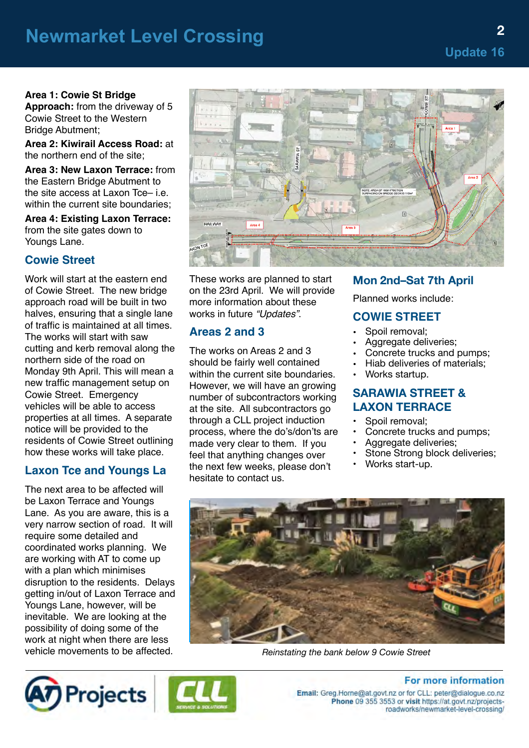# Newmarket Level Crossing

Update 16

**Area 1: Cowie St Bridge Approach:** from the driveway of 5 Cowie Street to the Western Bridge Abutment;

**Area 2: Kiwirail Access Road:** at the northern end of the site;

**Area 3: New Laxon Terrace:** from the Eastern Bridge Abutment to the site access at Laxon Tce– i.e. within the current site boundaries;

**Area 4: Existing Laxon Terrace:** from the site gates down to Youngs Lane.

## Cowie Street

Work will start at the eastern end of Cowie Street. The new bridge approach road will be built in two halves, ensuring that a single lane of traffic is maintained at all times. The works will start with saw cutting and kerb removal along the northern side of the road on Monday 9th April. This will mean a new traffic management setup on Cowie Street. Emergency vehicles will be able to access properties at all times. A separate notice will be provided to the residents of Cowie Street outlining how these works will take place.

## Laxon Tce and Youngs La

The next area to be affected will be Laxon Terrace and Youngs Lane. As you are aware, this is a very narrow section of road. It will require some detailed and coordinated works planning. We are working with AT to come up with a plan which minimises disruption to the residents. Delays getting in/out of Laxon Terrace and Youngs Lane, however, will be inevitable. We are looking at the possibility of doing some of the work at night when there are less vehicle movements to be affected.

These works are planned to start on the 23rd April. We will provide more information about these works in future *"Updates"*.

## Areas 2 and 3

The works on Areas 2 and 3 should be fairly well contained within the current site boundaries. However, we will have an growing number of subcontractors working at the site. All subcontractors go through a CLL project induction process, where the do's/don'ts are made very clear to them. If you feel that anything changes over the next few weeks, please don't hesitate to contact us.

## Mon 2nd–Sat 7th April

Planned works include:

### COWIE STREET

- Spoil removal;
- Aggregate deliveries;
- Concrete trucks and pumps;
- Hiab deliveries of materials;
- Works startup.

### SARAWIA STREET & LAXON TERRACE

- Spoil removal;
- Concrete trucks and pumps;
- Aggregate deliveries;
- Stone Strong block deliveries;
- Works start-up.

*Reinstating the bank below 9 Cowie Street*

**For more information**

**Email:** Greg.Horne@at.govt.nz or for CLL: peter@dialogue.co.nz
**Phone** 09 355 3553 or **visit** https://at.govt.nz/projects-roadworks/newmarket-level-crossing/